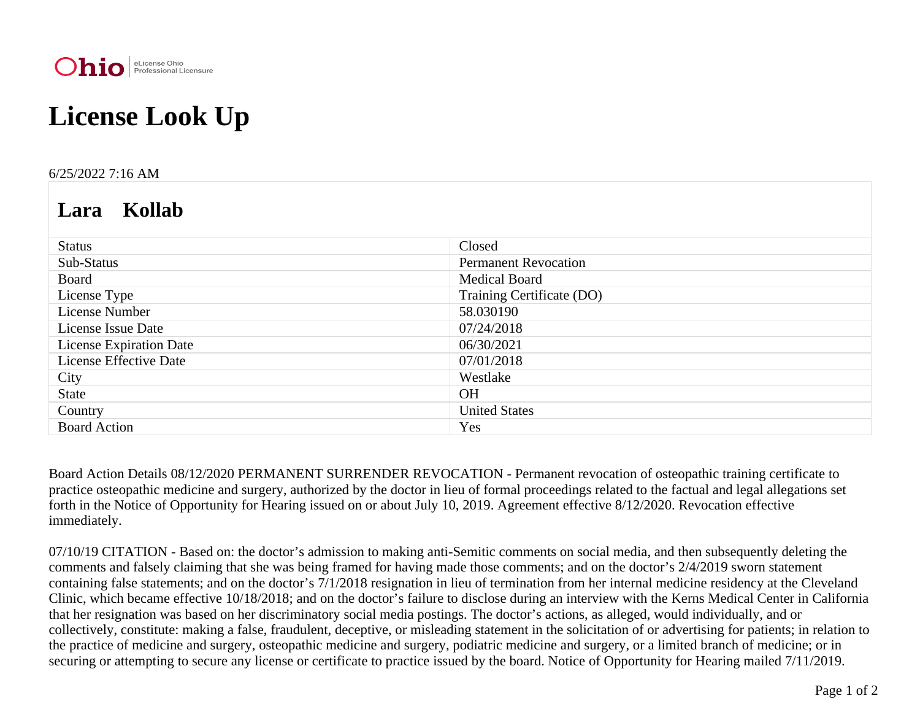Ohio | eLicense Ohio Professional Licensure

# License Look Up

6/25/2022 7:16 AM

## Lara Kollab

| | |
|---|---|
| Status | Closed |
| Sub-Status | Permanent Revocation |
| Board | Medical Board |
| License Type | Training Certificate (DO) |
| License Number | 58.030190 |
| License Issue Date | 07/24/2018 |
| License Expiration Date | 06/30/2021 |
| License Effective Date | 07/01/2018 |
| City | Westlake |
| State | OH |
| Country | United States |
| Board Action | Yes |

Board Action Details 08/12/2020 PERMANENT SURRENDER REVOCATION - Permanent revocation of osteopathic training certificate to practice osteopathic medicine and surgery, authorized by the doctor in lieu of formal proceedings related to the factual and legal allegations set forth in the Notice of Opportunity for Hearing issued on or about July 10, 2019. Agreement effective 8/12/2020. Revocation effective immediately.

07/10/19 CITATION - Based on: the doctor's admission to making anti-Semitic comments on social media, and then subsequently deleting the comments and falsely claiming that she was being framed for having made those comments; and on the doctor's 2/4/2019 sworn statement containing false statements; and on the doctor's 7/1/2018 resignation in lieu of termination from her internal medicine residency at the Cleveland Clinic, which became effective 10/18/2018; and on the doctor's failure to disclose during an interview with the Kerns Medical Center in California that her resignation was based on her discriminatory social media postings. The doctor's actions, as alleged, would individually, and or collectively, constitute: making a false, fraudulent, deceptive, or misleading statement in the solicitation of or advertising for patients; in relation to the practice of medicine and surgery, osteopathic medicine and surgery, podiatric medicine and surgery, or a limited branch of medicine; or in securing or attempting to secure any license or certificate to practice issued by the board. Notice of Opportunity for Hearing mailed 7/11/2019.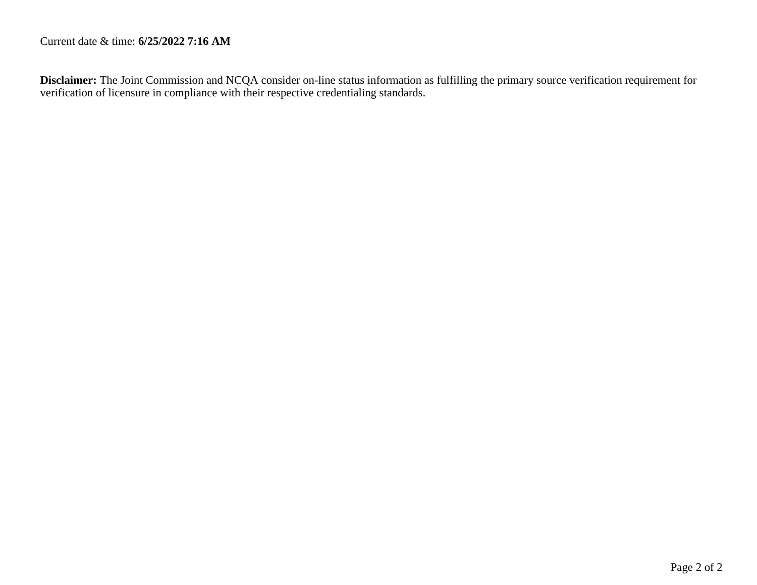Current date & time: **6/25/2022 7:16 AM**

**Disclaimer:** The Joint Commission and NCQA consider on-line status information as fulfilling the primary source verification requirement for verification of licensure in compliance with their respective credentialing standards.